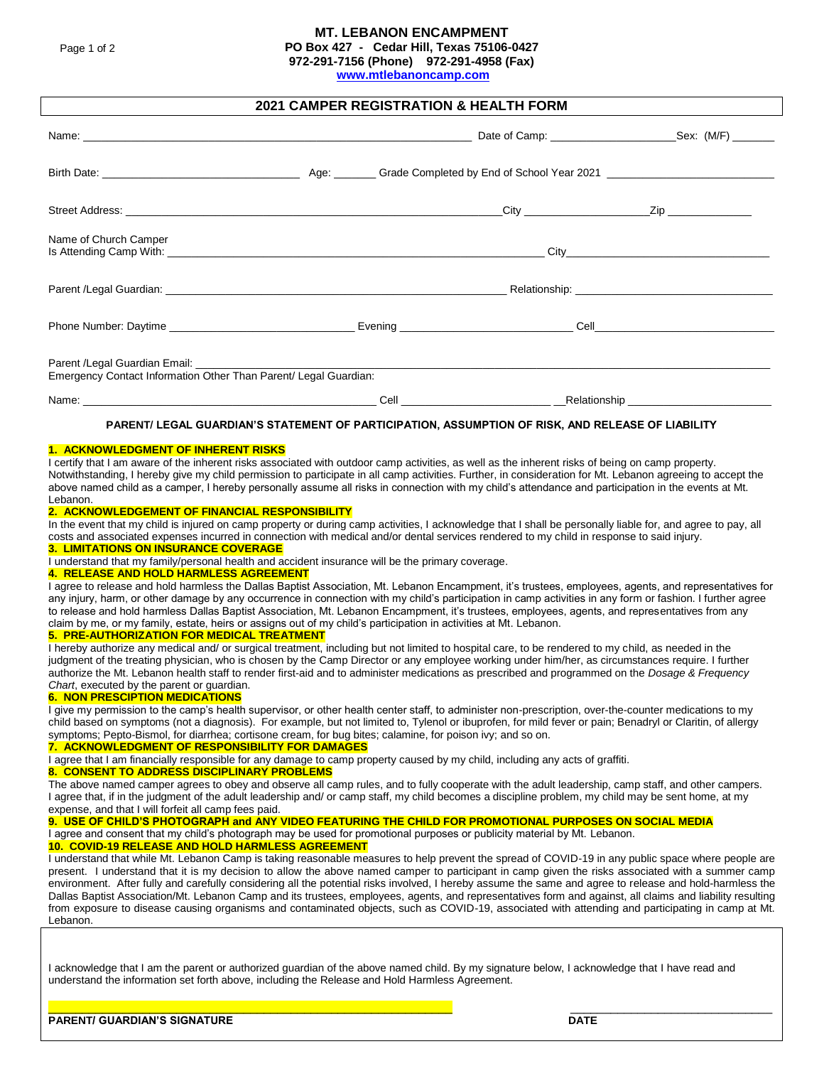**MT. LEBANON ENCAMPMENT**
**PO Box 427 - Cedar Hill, Texas 75106-0427**
**972-291-7156 (Phone) 972-291-4958 (Fax)**
**www.mtlebanoncamp.com**

## 2021 CAMPER REGISTRATION & HEALTH FORM

Name: ______________________________ Date of Camp: ______________ Sex: (M/F) ______

Birth Date: ______________________ Age: ______ Grade Completed by End of School Year 2021 ______________________

Street Address: ______________________________ City ______________ Zip ______________

Name of Church Camper
Is Attending Camp With: ______________________________ City ______________________

Parent /Legal Guardian: ______________________________ Relationship: ______________________

Phone Number: Daytime ______________________ Evening ______________________ Cell ______________________

Parent /Legal Guardian Email: ______________________________________________
Emergency Contact Information Other Than Parent/ Legal Guardian:

Name: ______________________________ Cell ______________________ Relationship ______________________

### PARENT/ LEGAL GUARDIAN'S STATEMENT OF PARTICIPATION, ASSUMPTION OF RISK, AND RELEASE OF LIABILITY

**1. ACKNOWLEDGMENT OF INHERENT RISKS**
I certify that I am aware of the inherent risks associated with outdoor camp activities, as well as the inherent risks of being on camp property. Notwithstanding, I hereby give my child permission to participate in all camp activities. Further, in consideration for Mt. Lebanon agreeing to accept the above named child as a camper, I hereby personally assume all risks in connection with my child's attendance and participation in the events at Mt. Lebanon.

**2. ACKNOWLEDGEMENT OF FINANCIAL RESPONSIBILITY**
In the event that my child is injured on camp property or during camp activities, I acknowledge that I shall be personally liable for, and agree to pay, all costs and associated expenses incurred in connection with medical and/or dental services rendered to my child in response to said injury.

**3. LIMITATIONS ON INSURANCE COVERAGE**
I understand that my family/personal health and accident insurance will be the primary coverage.

**4. RELEASE AND HOLD HARMLESS AGREEMENT**
I agree to release and hold harmless the Dallas Baptist Association, Mt. Lebanon Encampment, it's trustees, employees, agents, and representatives for any injury, harm, or other damage by any occurrence in connection with my child's participation in camp activities in any form or fashion. I further agree to release and hold harmless Dallas Baptist Association, Mt. Lebanon Encampment, it's trustees, employees, agents, and representatives from any claim by me, or my family, estate, heirs or assigns out of my child's participation in activities at Mt. Lebanon.

**5. PRE-AUTHORIZATION FOR MEDICAL TREATMENT**
I hereby authorize any medical and/ or surgical treatment, including but not limited to hospital care, to be rendered to my child, as needed in the judgment of the treating physician, who is chosen by the Camp Director or any employee working under him/her, as circumstances require. I further authorize the Mt. Lebanon health staff to render first-aid and to administer medications as prescribed and programmed on the *Dosage & Frequency Chart*, executed by the parent or guardian.

**6. NON PRESCIPTION MEDICATIONS**
I give my permission to the camp's health supervisor, or other health center staff, to administer non-prescription, over-the-counter medications to my child based on symptoms (not a diagnosis). For example, but not limited to, Tylenol or ibuprofen, for mild fever or pain; Benadryl or Claritin, of allergy symptoms; Pepto-Bismol, for diarrhea; cortisone cream, for bug bites; calamine, for poison ivy; and so on.

**7. ACKNOWLEDGMENT OF RESPONSIBILITY FOR DAMAGES**
I agree that I am financially responsible for any damage to camp property caused by my child, including any acts of graffiti.

**8. CONSENT TO ADDRESS DISCIPLINARY PROBLEMS**
The above named camper agrees to obey and observe all camp rules, and to fully cooperate with the adult leadership, camp staff, and other campers. I agree that, if in the judgment of the adult leadership and/ or camp staff, my child becomes a discipline problem, my child may be sent home, at my expense, and that I will forfeit all camp fees paid.

**9. USE OF CHILD'S PHOTOGRAPH and ANY VIDEO FEATURING THE CHILD FOR PROMOTIONAL PURPOSES ON SOCIAL MEDIA**
I agree and consent that my child's photograph may be used for promotional purposes or publicity material by Mt. Lebanon.

**10. COVID-19 RELEASE AND HOLD HARMLESS AGREEMENT**
I understand that while Mt. Lebanon Camp is taking reasonable measures to help prevent the spread of COVID-19 in any public space where people are present. I understand that it is my decision to allow the above named camper to participant in camp given the risks associated with a summer camp environment. After fully and carefully considering all the potential risks involved, I hereby assume the same and agree to release and hold-harmless the Dallas Baptist Association/Mt. Lebanon Camp and its trustees, employees, agents, and representatives form and against, all claims and liability resulting from exposure to disease causing organisms and contaminated objects, such as COVID-19, associated with attending and participating in camp at Mt. Lebanon.

I acknowledge that I am the parent or authorized guardian of the above named child. By my signature below, I acknowledge that I have read and understand the information set forth above, including the Release and Hold Harmless Agreement.

______________________________________________ ______________________

**PARENT/ GUARDIAN'S SIGNATURE** **DATE**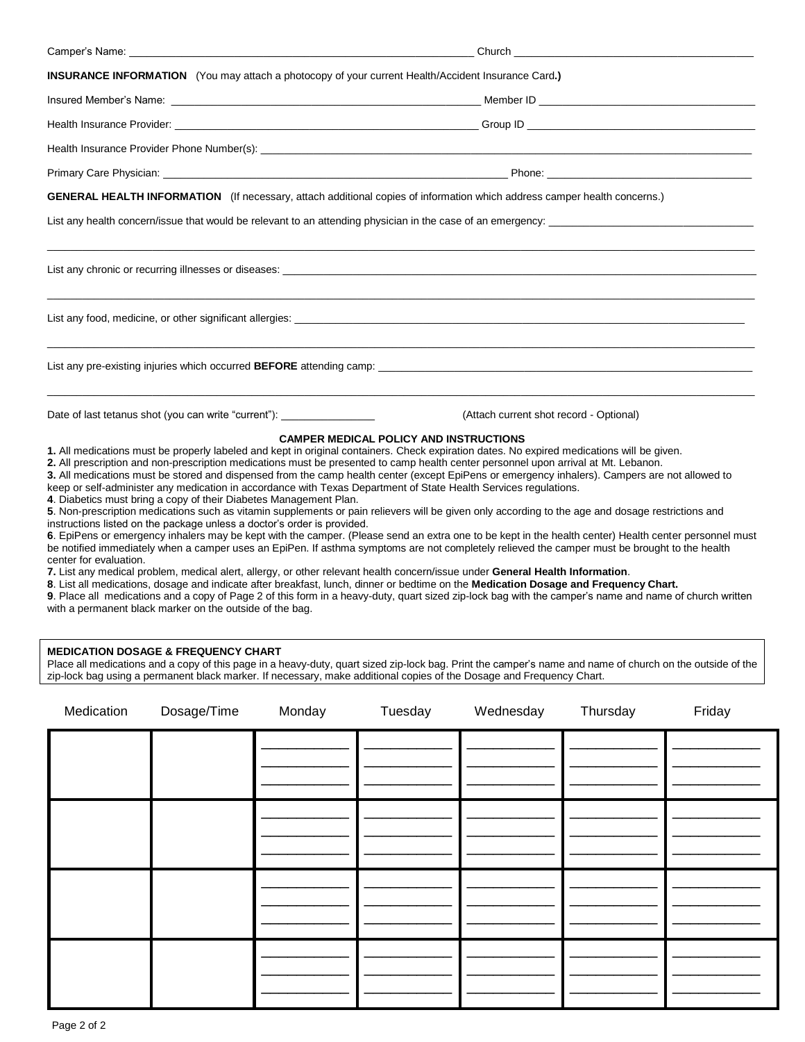Camper's Name: ____________________________________________ Church ________________________________

**INSURANCE INFORMATION** (You may attach a photocopy of your current Health/Accident Insurance Card**.)**

Insured Member's Name: ________________________________________ Member ID ____________________________

Health Insurance Provider: ________________________________________ Group ID ____________________________

Health Insurance Provider Phone Number(s): ______________________________________________________________

Primary Care Physician: ____________________________________________ Phone: ___________________________

**GENERAL HEALTH INFORMATION** (If necessary, attach additional copies of information which address camper health concerns.)

List any health concern/issue that would be relevant to an attending physician in the case of an emergency: ______________________

_______________________________________________________________________________________________

List any chronic or recurring illnesses or diseases: ___________________________________________________________

_______________________________________________________________________________________________

List any food, medicine, or other significant allergies: ________________________________________________________

_______________________________________________________________________________________________

List any pre-existing injuries which occurred **BEFORE** attending camp: ____________________________________________

_______________________________________________________________________________________________

Date of last tetanus shot (you can write "current"): ______________ (Attach current shot record - Optional)

## CAMPER MEDICAL POLICY AND INSTRUCTIONS

**1.** All medications must be properly labeled and kept in original containers. Check expiration dates. No expired medications will be given.
**2.** All prescription and non-prescription medications must be presented to camp health center personnel upon arrival at Mt. Lebanon.
**3.** All medications must be stored and dispensed from the camp health center (except EpiPens or emergency inhalers). Campers are not allowed to keep or self-administer any medication in accordance with Texas Department of State Health Services regulations.
**4**. Diabetics must bring a copy of their Diabetes Management Plan.
**5**. Non-prescription medications such as vitamin supplements or pain relievers will be given only according to the age and dosage restrictions and instructions listed on the package unless a doctor's order is provided.
**6**. EpiPens or emergency inhalers may be kept with the camper. (Please send an extra one to be kept in the health center) Health center personnel must be notified immediately when a camper uses an EpiPen. If asthma symptoms are not completely relieved the camper must be brought to the health center for evaluation.
**7.** List any medical problem, medical alert, allergy, or other relevant health concern/issue under **General Health Information**.
**8**. List all medications, dosage and indicate after breakfast, lunch, dinner or bedtime on the **Medication Dosage and Frequency Chart.**
**9**. Place all medications and a copy of Page 2 of this form in a heavy-duty, quart sized zip-lock bag with the camper's name and name of church written with a permanent black marker on the outside of the bag.

**MEDICATION DOSAGE & FREQUENCY CHART**
Place all medications and a copy of this page in a heavy-duty, quart sized zip-lock bag. Print the camper's name and name of church on the outside of the zip-lock bag using a permanent black marker. If necessary, make additional copies of the Dosage and Frequency Chart.

| Medication | Dosage/Time | Monday | Tuesday | Wednesday | Thursday | Friday |
|---|---|---|---|---|---|---|
| | | | | | | |
| | | | | | | |
| | | | | | | |
| | | | | | | |